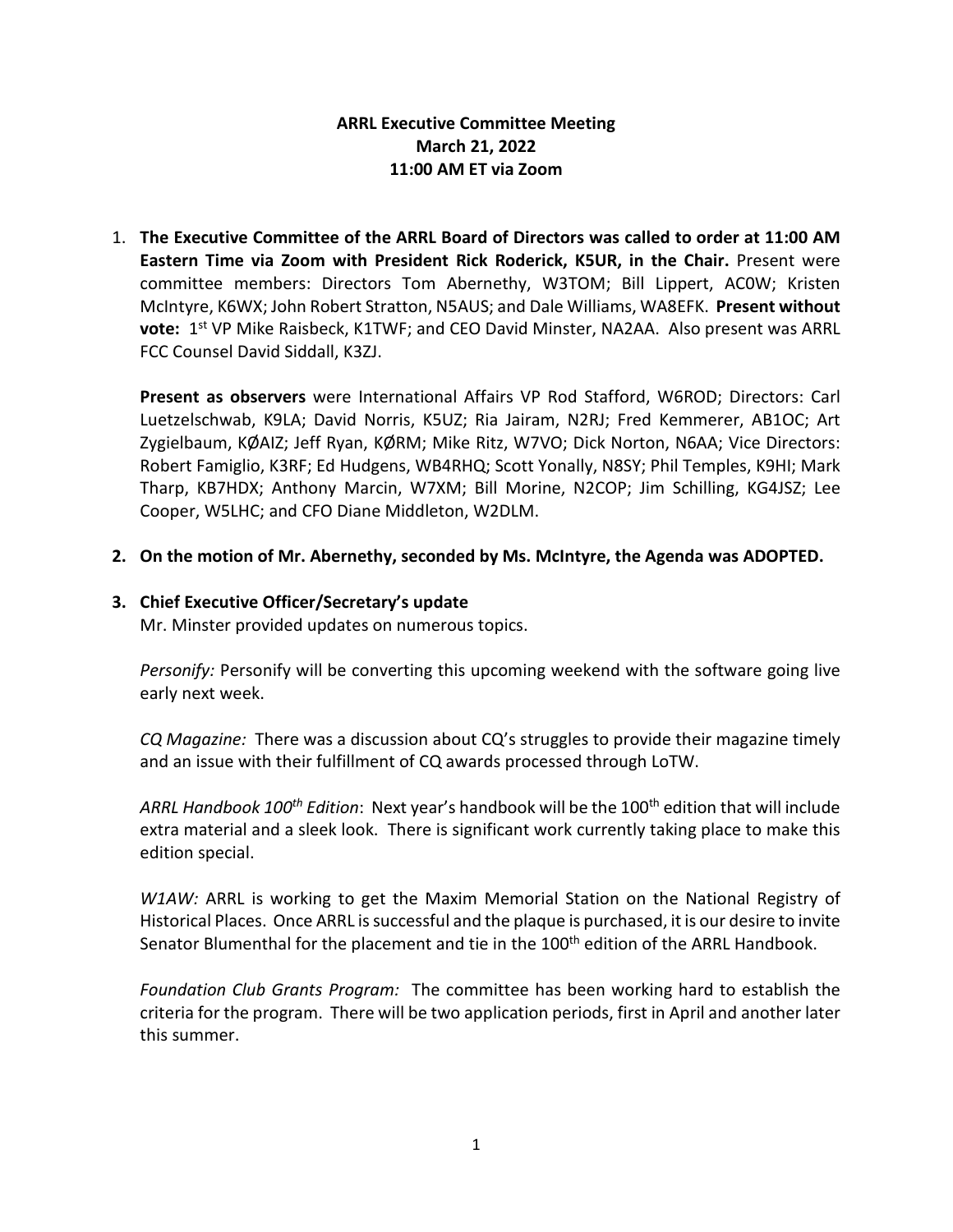**ARRL Executive Committee Meeting**
**March 21, 2022**
**11:00 AM ET via Zoom**

1. **The Executive Committee of the ARRL Board of Directors was called to order at 11:00 AM Eastern Time via Zoom with President Rick Roderick, K5UR, in the Chair.** Present were committee members: Directors Tom Abernethy, W3TOM; Bill Lippert, AC0W; Kristen McIntyre, K6WX; John Robert Stratton, N5AUS; and Dale Williams, WA8EFK. **Present without vote:** 1st VP Mike Raisbeck, K1TWF; and CEO David Minster, NA2AA. Also present was ARRL FCC Counsel David Siddall, K3ZJ.

   **Present as observers** were International Affairs VP Rod Stafford, W6ROD; Directors: Carl Luetzelschwab, K9LA; David Norris, K5UZ; Ria Jairam, N2RJ; Fred Kemmerer, AB1OC; Art Zygielbaum, KØAIZ; Jeff Ryan, KØRM; Mike Ritz, W7VO; Dick Norton, N6AA; Vice Directors: Robert Famiglio, K3RF; Ed Hudgens, WB4RHQ; Scott Yonally, N8SY; Phil Temples, K9HI; Mark Tharp, KB7HDX; Anthony Marcin, W7XM; Bill Morine, N2COP; Jim Schilling, KG4JSZ; Lee Cooper, W5LHC; and CFO Diane Middleton, W2DLM.

2. **On the motion of Mr. Abernethy, seconded by Ms. McIntyre, the Agenda was ADOPTED.**

3. **Chief Executive Officer/Secretary's update**
   Mr. Minster provided updates on numerous topics.

   *Personify:* Personify will be converting this upcoming weekend with the software going live early next week.

   *CQ Magazine:* There was a discussion about CQ's struggles to provide their magazine timely and an issue with their fulfillment of CQ awards processed through LoTW.

   *ARRL Handbook 100th Edition*: Next year's handbook will be the 100th edition that will include extra material and a sleek look. There is significant work currently taking place to make this edition special.

   *W1AW:* ARRL is working to get the Maxim Memorial Station on the National Registry of Historical Places. Once ARRL is successful and the plaque is purchased, it is our desire to invite Senator Blumenthal for the placement and tie in the 100th edition of the ARRL Handbook.

   *Foundation Club Grants Program:* The committee has been working hard to establish the criteria for the program. There will be two application periods, first in April and another later this summer.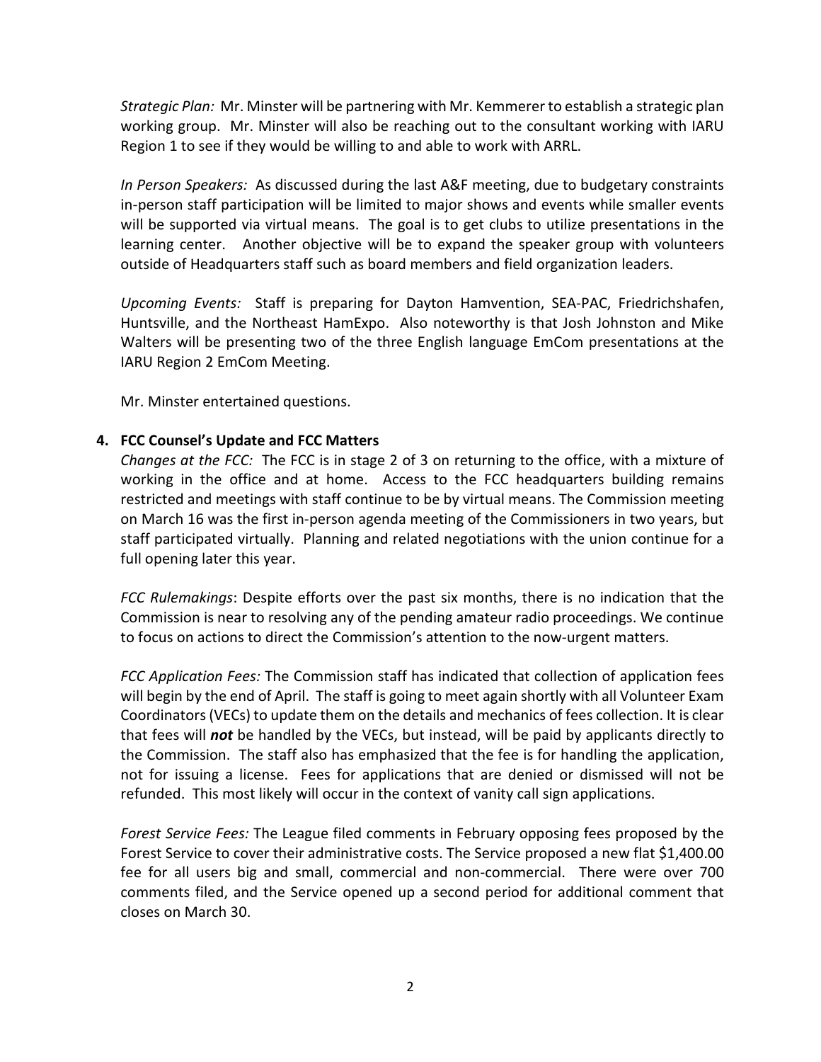*Strategic Plan:* Mr. Minster will be partnering with Mr. Kemmerer to establish a strategic plan working group. Mr. Minster will also be reaching out to the consultant working with IARU Region 1 to see if they would be willing to and able to work with ARRL.

*In Person Speakers:* As discussed during the last A&F meeting, due to budgetary constraints in-person staff participation will be limited to major shows and events while smaller events will be supported via virtual means. The goal is to get clubs to utilize presentations in the learning center. Another objective will be to expand the speaker group with volunteers outside of Headquarters staff such as board members and field organization leaders.

*Upcoming Events:* Staff is preparing for Dayton Hamvention, SEA-PAC, Friedrichshafen, Huntsville, and the Northeast HamExpo. Also noteworthy is that Josh Johnston and Mike Walters will be presenting two of the three English language EmCom presentations at the IARU Region 2 EmCom Meeting.

Mr. Minster entertained questions.

**4. FCC Counsel's Update and FCC Matters**

*Changes at the FCC:* The FCC is in stage 2 of 3 on returning to the office, with a mixture of working in the office and at home. Access to the FCC headquarters building remains restricted and meetings with staff continue to be by virtual means. The Commission meeting on March 16 was the first in-person agenda meeting of the Commissioners in two years, but staff participated virtually. Planning and related negotiations with the union continue for a full opening later this year.

*FCC Rulemakings*: Despite efforts over the past six months, there is no indication that the Commission is near to resolving any of the pending amateur radio proceedings. We continue to focus on actions to direct the Commission's attention to the now-urgent matters.

*FCC Application Fees:* The Commission staff has indicated that collection of application fees will begin by the end of April. The staff is going to meet again shortly with all Volunteer Exam Coordinators (VECs) to update them on the details and mechanics of fees collection. It is clear that fees will ***not*** be handled by the VECs, but instead, will be paid by applicants directly to the Commission. The staff also has emphasized that the fee is for handling the application, not for issuing a license. Fees for applications that are denied or dismissed will not be refunded. This most likely will occur in the context of vanity call sign applications.

*Forest Service Fees:* The League filed comments in February opposing fees proposed by the Forest Service to cover their administrative costs. The Service proposed a new flat $1,400.00 fee for all users big and small, commercial and non-commercial. There were over 700 comments filed, and the Service opened up a second period for additional comment that closes on March 30.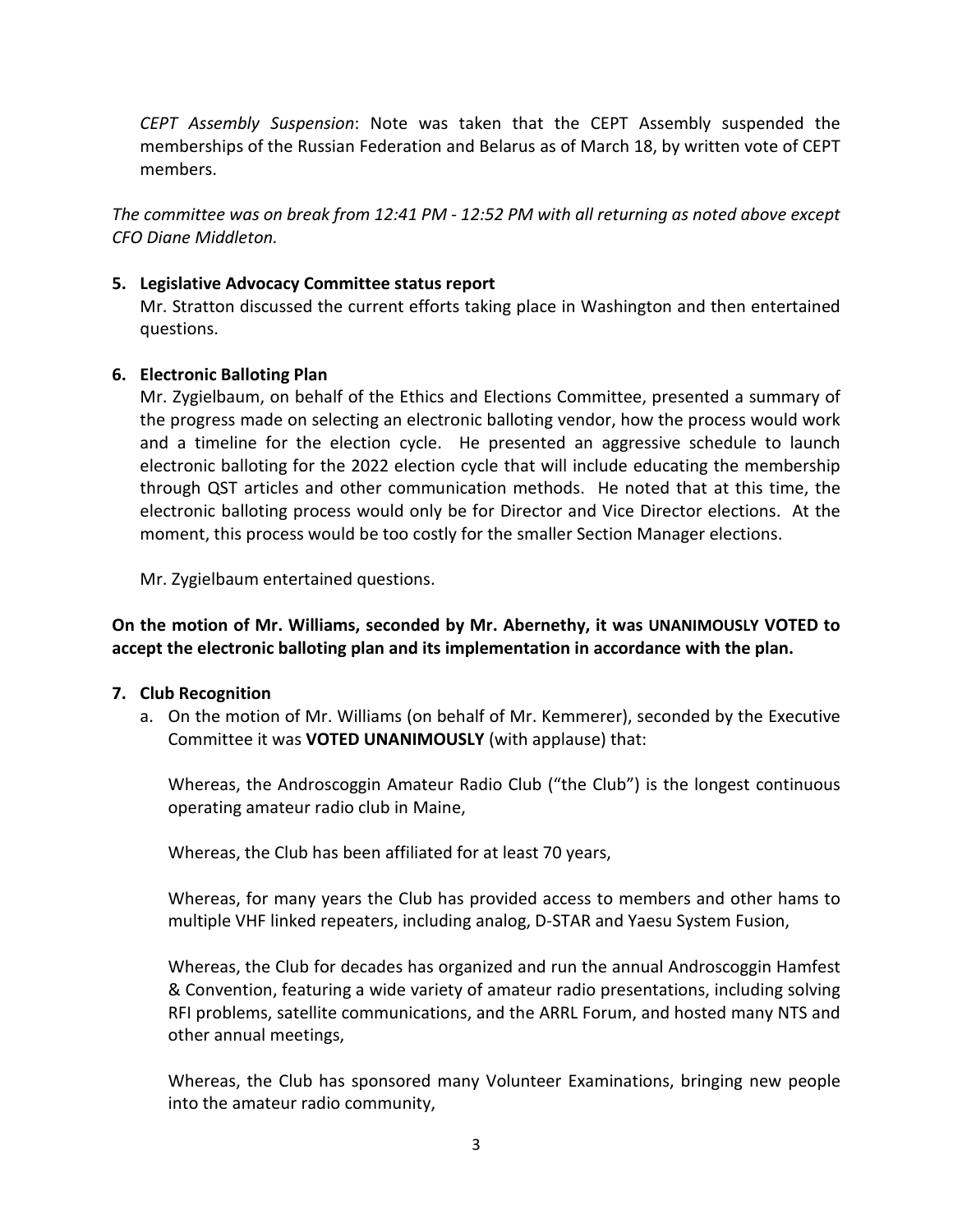*CEPT Assembly Suspension*: Note was taken that the CEPT Assembly suspended the memberships of the Russian Federation and Belarus as of March 18, by written vote of CEPT members.

*The committee was on break from 12:41 PM - 12:52 PM with all returning as noted above except CFO Diane Middleton.*

5. **Legislative Advocacy Committee status report**

   Mr. Stratton discussed the current efforts taking place in Washington and then entertained questions.

6. **Electronic Balloting Plan**

   Mr. Zygielbaum, on behalf of the Ethics and Elections Committee, presented a summary of the progress made on selecting an electronic balloting vendor, how the process would work and a timeline for the election cycle. He presented an aggressive schedule to launch electronic balloting for the 2022 election cycle that will include educating the membership through QST articles and other communication methods. He noted that at this time, the electronic balloting process would only be for Director and Vice Director elections. At the moment, this process would be too costly for the smaller Section Manager elections.

   Mr. Zygielbaum entertained questions.

**On the motion of Mr. Williams, seconded by Mr. Abernethy, it was UNANIMOUSLY VOTED to accept the electronic balloting plan and its implementation in accordance with the plan.**

7. **Club Recognition**

   a. On the motion of Mr. Williams (on behalf of Mr. Kemmerer), seconded by the Executive Committee it was **VOTED UNANIMOUSLY** (with applause) that:

      Whereas, the Androscoggin Amateur Radio Club ("the Club") is the longest continuous operating amateur radio club in Maine,

      Whereas, the Club has been affiliated for at least 70 years,

      Whereas, for many years the Club has provided access to members and other hams to multiple VHF linked repeaters, including analog, D-STAR and Yaesu System Fusion,

      Whereas, the Club for decades has organized and run the annual Androscoggin Hamfest & Convention, featuring a wide variety of amateur radio presentations, including solving RFI problems, satellite communications, and the ARRL Forum, and hosted many NTS and other annual meetings,

      Whereas, the Club has sponsored many Volunteer Examinations, bringing new people into the amateur radio community,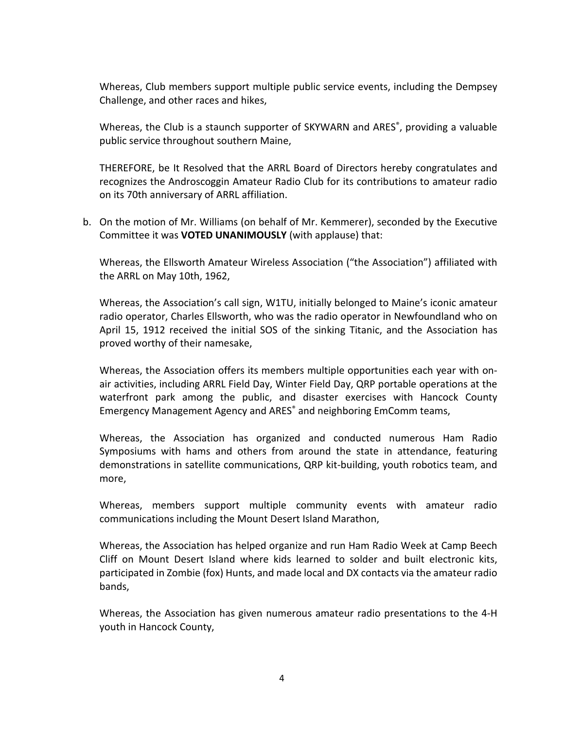Whereas, Club members support multiple public service events, including the Dempsey Challenge, and other races and hikes,

Whereas, the Club is a staunch supporter of SKYWARN and ARES®, providing a valuable public service throughout southern Maine,

THEREFORE, be It Resolved that the ARRL Board of Directors hereby congratulates and recognizes the Androscoggin Amateur Radio Club for its contributions to amateur radio on its 70th anniversary of ARRL affiliation.

b. On the motion of Mr. Williams (on behalf of Mr. Kemmerer), seconded by the Executive Committee it was **VOTED UNANIMOUSLY** (with applause) that:

   Whereas, the Ellsworth Amateur Wireless Association ("the Association") affiliated with the ARRL on May 10th, 1962,

   Whereas, the Association's call sign, W1TU, initially belonged to Maine's iconic amateur radio operator, Charles Ellsworth, who was the radio operator in Newfoundland who on April 15, 1912 received the initial SOS of the sinking Titanic, and the Association has proved worthy of their namesake,

   Whereas, the Association offers its members multiple opportunities each year with on-air activities, including ARRL Field Day, Winter Field Day, QRP portable operations at the waterfront park among the public, and disaster exercises with Hancock County Emergency Management Agency and ARES® and neighboring EmComm teams,

   Whereas, the Association has organized and conducted numerous Ham Radio Symposiums with hams and others from around the state in attendance, featuring demonstrations in satellite communications, QRP kit-building, youth robotics team, and more,

   Whereas, members support multiple community events with amateur radio communications including the Mount Desert Island Marathon,

   Whereas, the Association has helped organize and run Ham Radio Week at Camp Beech Cliff on Mount Desert Island where kids learned to solder and built electronic kits, participated in Zombie (fox) Hunts, and made local and DX contacts via the amateur radio bands,

   Whereas, the Association has given numerous amateur radio presentations to the 4-H youth in Hancock County,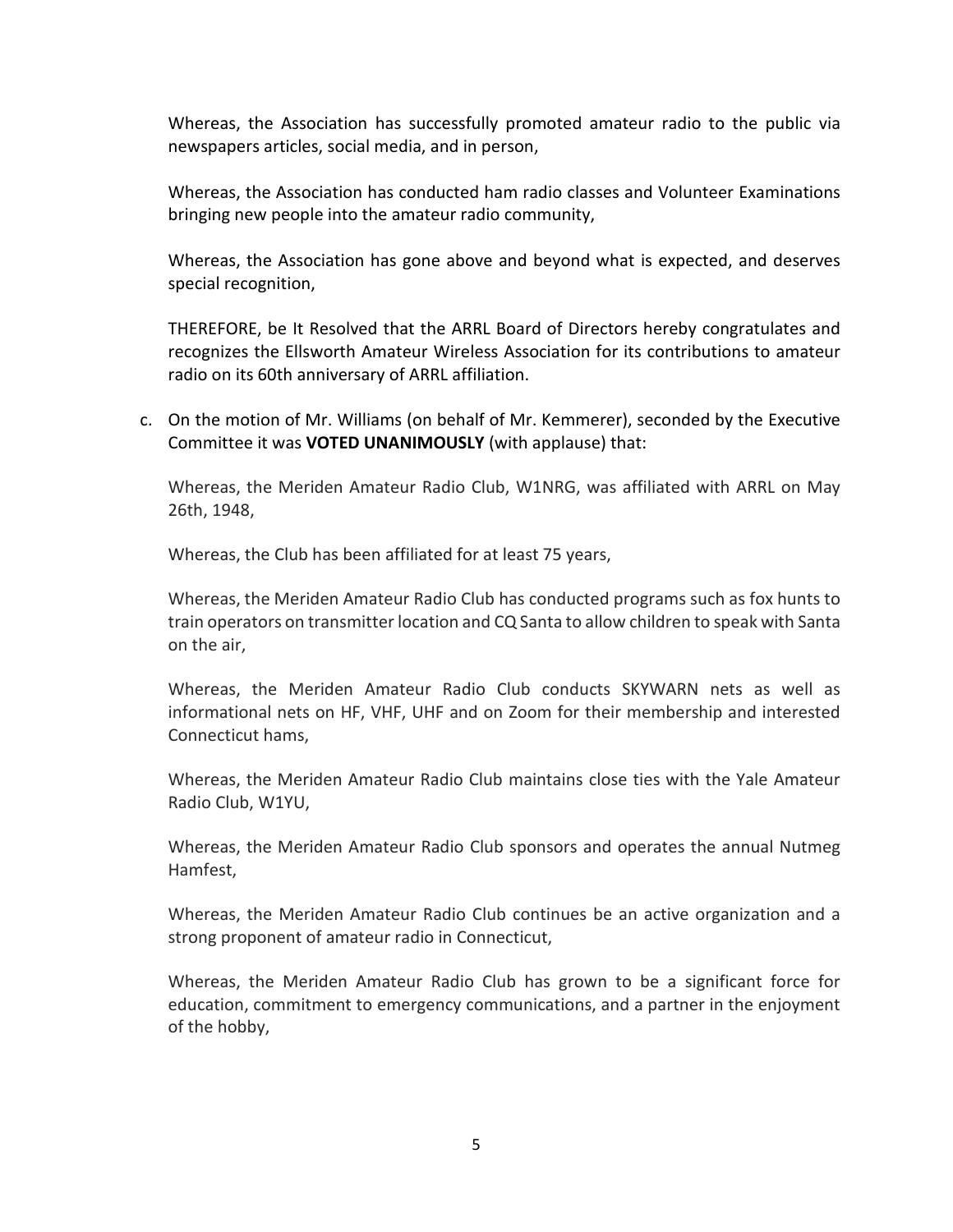Whereas, the Association has successfully promoted amateur radio to the public via newspapers articles, social media, and in person,

Whereas, the Association has conducted ham radio classes and Volunteer Examinations bringing new people into the amateur radio community,

Whereas, the Association has gone above and beyond what is expected, and deserves special recognition,

THEREFORE, be It Resolved that the ARRL Board of Directors hereby congratulates and recognizes the Ellsworth Amateur Wireless Association for its contributions to amateur radio on its 60th anniversary of ARRL affiliation.

c. On the motion of Mr. Williams (on behalf of Mr. Kemmerer), seconded by the Executive Committee it was **VOTED UNANIMOUSLY** (with applause) that:

   Whereas, the Meriden Amateur Radio Club, W1NRG, was affiliated with ARRL on May 26th, 1948,

   Whereas, the Club has been affiliated for at least 75 years,

   Whereas, the Meriden Amateur Radio Club has conducted programs such as fox hunts to train operators on transmitter location and CQ Santa to allow children to speak with Santa on the air,

   Whereas, the Meriden Amateur Radio Club conducts SKYWARN nets as well as informational nets on HF, VHF, UHF and on Zoom for their membership and interested Connecticut hams,

   Whereas, the Meriden Amateur Radio Club maintains close ties with the Yale Amateur Radio Club, W1YU,

   Whereas, the Meriden Amateur Radio Club sponsors and operates the annual Nutmeg Hamfest,

   Whereas, the Meriden Amateur Radio Club continues be an active organization and a strong proponent of amateur radio in Connecticut,

   Whereas, the Meriden Amateur Radio Club has grown to be a significant force for education, commitment to emergency communications, and a partner in the enjoyment of the hobby,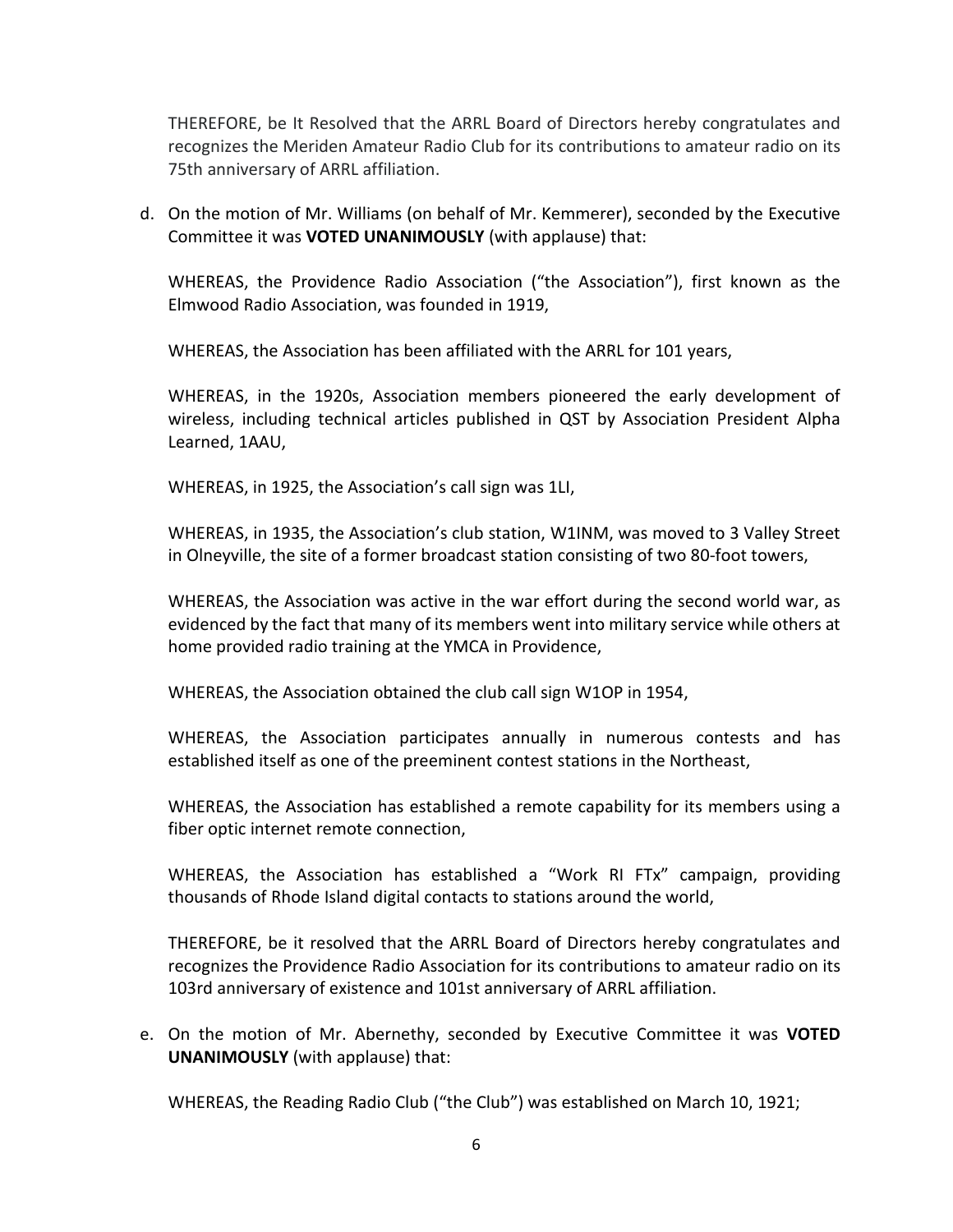THEREFORE, be It Resolved that the ARRL Board of Directors hereby congratulates and recognizes the Meriden Amateur Radio Club for its contributions to amateur radio on its 75th anniversary of ARRL affiliation.

d. On the motion of Mr. Williams (on behalf of Mr. Kemmerer), seconded by the Executive Committee it was **VOTED UNANIMOUSLY** (with applause) that:

   WHEREAS, the Providence Radio Association ("the Association"), first known as the Elmwood Radio Association, was founded in 1919,

   WHEREAS, the Association has been affiliated with the ARRL for 101 years,

   WHEREAS, in the 1920s, Association members pioneered the early development of wireless, including technical articles published in QST by Association President Alpha Learned, 1AAU,

   WHEREAS, in 1925, the Association's call sign was 1LI,

   WHEREAS, in 1935, the Association's club station, W1INM, was moved to 3 Valley Street in Olneyville, the site of a former broadcast station consisting of two 80-foot towers,

   WHEREAS, the Association was active in the war effort during the second world war, as evidenced by the fact that many of its members went into military service while others at home provided radio training at the YMCA in Providence,

   WHEREAS, the Association obtained the club call sign W1OP in 1954,

   WHEREAS, the Association participates annually in numerous contests and has established itself as one of the preeminent contest stations in the Northeast,

   WHEREAS, the Association has established a remote capability for its members using a fiber optic internet remote connection,

   WHEREAS, the Association has established a "Work RI FTx" campaign, providing thousands of Rhode Island digital contacts to stations around the world,

   THEREFORE, be it resolved that the ARRL Board of Directors hereby congratulates and recognizes the Providence Radio Association for its contributions to amateur radio on its 103rd anniversary of existence and 101st anniversary of ARRL affiliation.

e. On the motion of Mr. Abernethy, seconded by Executive Committee it was **VOTED UNANIMOUSLY** (with applause) that:

   WHEREAS, the Reading Radio Club ("the Club") was established on March 10, 1921;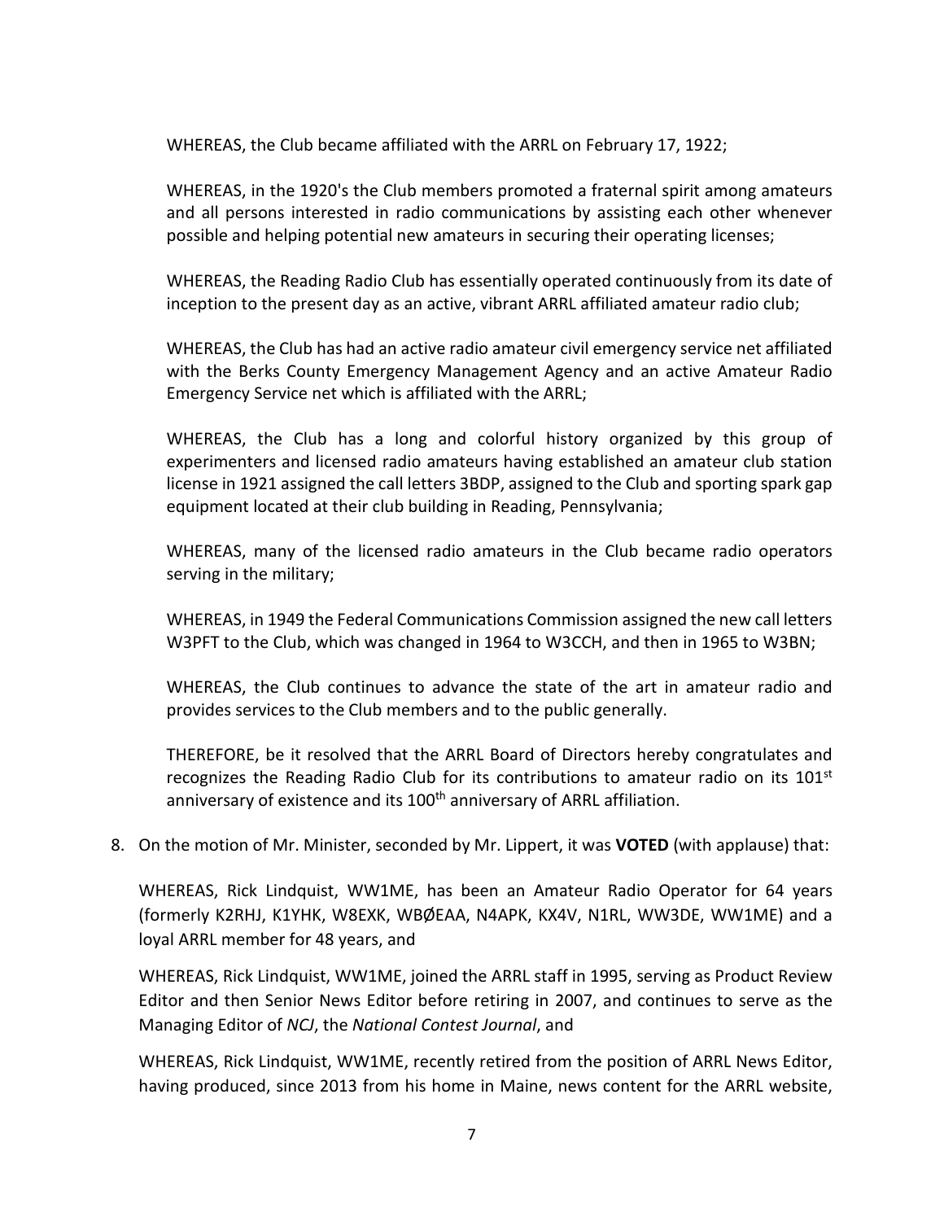WHEREAS, the Club became affiliated with the ARRL on February 17, 1922;

WHEREAS, in the 1920's the Club members promoted a fraternal spirit among amateurs and all persons interested in radio communications by assisting each other whenever possible and helping potential new amateurs in securing their operating licenses;

WHEREAS, the Reading Radio Club has essentially operated continuously from its date of inception to the present day as an active, vibrant ARRL affiliated amateur radio club;

WHEREAS, the Club has had an active radio amateur civil emergency service net affiliated with the Berks County Emergency Management Agency and an active Amateur Radio Emergency Service net which is affiliated with the ARRL;

WHEREAS, the Club has a long and colorful history organized by this group of experimenters and licensed radio amateurs having established an amateur club station license in 1921 assigned the call letters 3BDP, assigned to the Club and sporting spark gap equipment located at their club building in Reading, Pennsylvania;

WHEREAS, many of the licensed radio amateurs in the Club became radio operators serving in the military;

WHEREAS, in 1949 the Federal Communications Commission assigned the new call letters W3PFT to the Club, which was changed in 1964 to W3CCH, and then in 1965 to W3BN;

WHEREAS, the Club continues to advance the state of the art in amateur radio and provides services to the Club members and to the public generally.

THEREFORE, be it resolved that the ARRL Board of Directors hereby congratulates and recognizes the Reading Radio Club for its contributions to amateur radio on its 101st anniversary of existence and its 100th anniversary of ARRL affiliation.

8. On the motion of Mr. Minister, seconded by Mr. Lippert, it was **VOTED** (with applause) that:

   WHEREAS, Rick Lindquist, WW1ME, has been an Amateur Radio Operator for 64 years (formerly K2RHJ, K1YHK, W8EXK, WBØEAA, N4APK, KX4V, N1RL, WW3DE, WW1ME) and a loyal ARRL member for 48 years, and

   WHEREAS, Rick Lindquist, WW1ME, joined the ARRL staff in 1995, serving as Product Review Editor and then Senior News Editor before retiring in 2007, and continues to serve as the Managing Editor of *NCJ*, the *National Contest Journal*, and

   WHEREAS, Rick Lindquist, WW1ME, recently retired from the position of ARRL News Editor, having produced, since 2013 from his home in Maine, news content for the ARRL website,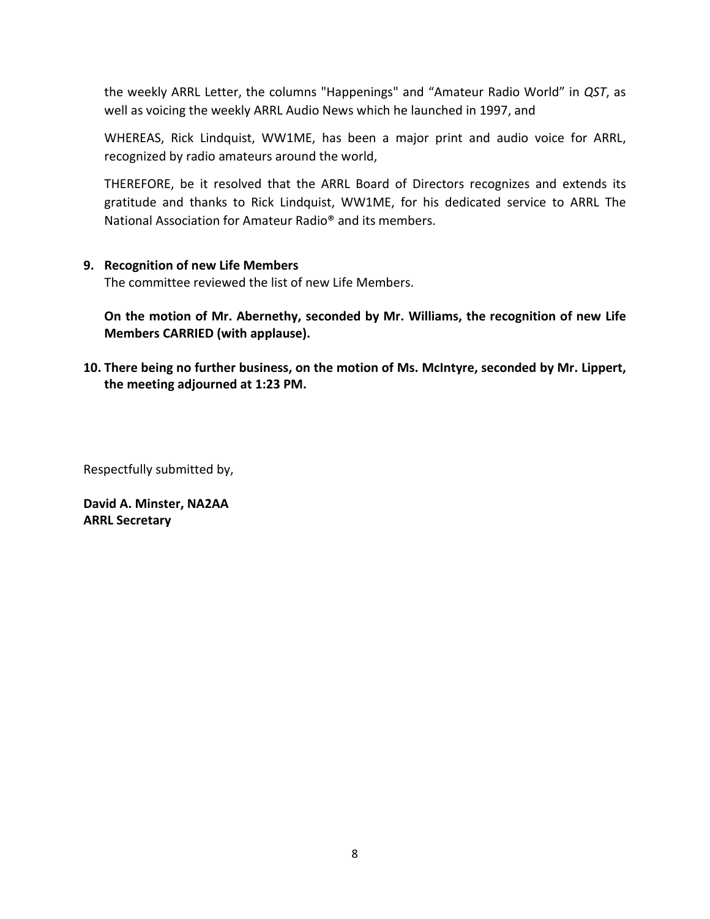the weekly ARRL Letter, the columns "Happenings" and “Amateur Radio World” in *QST*, as well as voicing the weekly ARRL Audio News which he launched in 1997, and

WHEREAS, Rick Lindquist, WW1ME, has been a major print and audio voice for ARRL, recognized by radio amateurs around the world,

THEREFORE, be it resolved that the ARRL Board of Directors recognizes and extends its gratitude and thanks to Rick Lindquist, WW1ME, for his dedicated service to ARRL The National Association for Amateur Radio® and its members.

**9. Recognition of new Life Members**

The committee reviewed the list of new Life Members.

**On the motion of Mr. Abernethy, seconded by Mr. Williams, the recognition of new Life Members CARRIED (with applause).**

**10. There being no further business, on the motion of Ms. McIntyre, seconded by Mr. Lippert, the meeting adjourned at 1:23 PM.**

Respectfully submitted by,

**David A. Minster, NA2AA**
**ARRL Secretary**